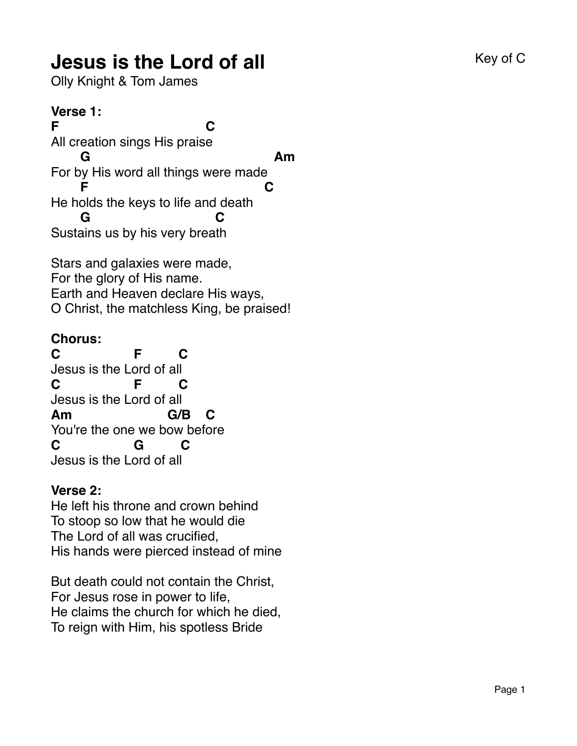# Jesus is the Lord of all

Key of C

Olly Knight & Tom James

**Verse 1:**

```
F                              C
All creation sings His praise
       G                                        Am
For by His word all things were made
       F                                       C
He holds the keys to life and death
       G                              C
Sustains us by his very breath
```

Stars and galaxies were made,
For the glory of His name.
Earth and Heaven declare His ways,
O Christ, the matchless King, be praised!

**Chorus:**

```
C              F       C
Jesus is the Lord of all
C              F       C
Jesus is the Lord of all
Am                  G/B    C
You're the one we bow before
C              G       C
Jesus is the Lord of all
```

**Verse 2:**

He left his throne and crown behind
To stoop so low that he would die
The Lord of all was crucified,
His hands were pierced instead of mine

But death could not contain the Christ,
For Jesus rose in power to life,
He claims the church for which he died,
To reign with Him, his spotless Bride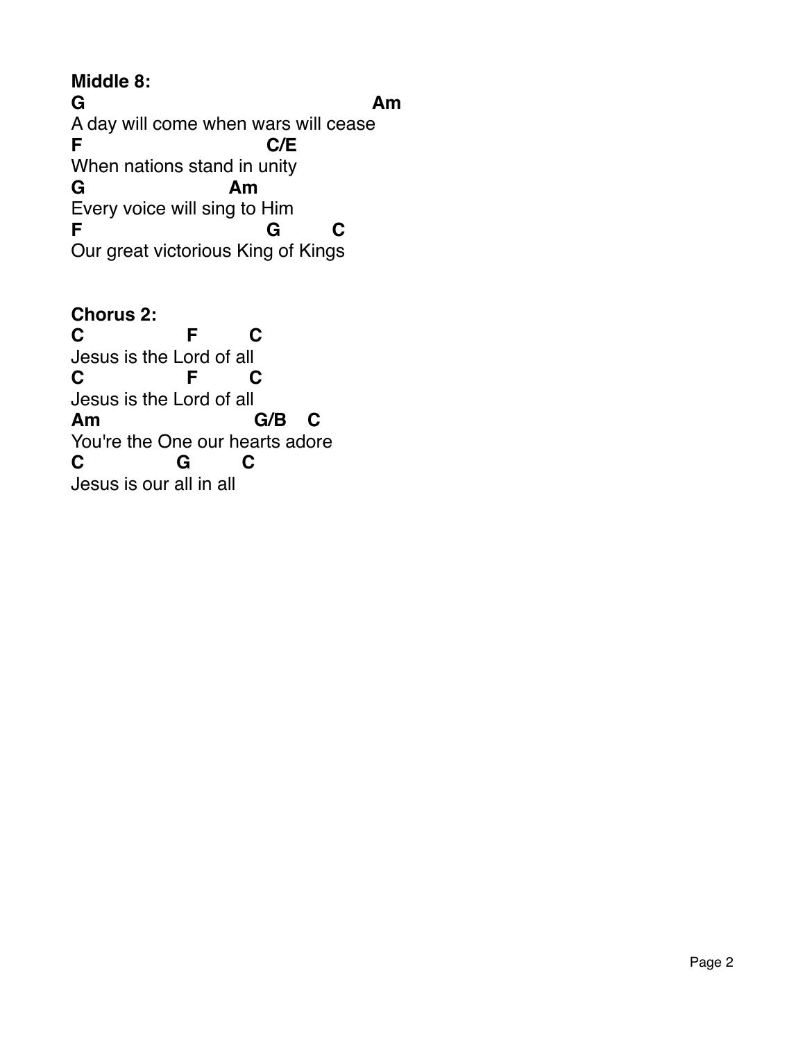**Middle 8:**

```
G                                           Am
A day will come when wars will cease
F                         C/E
When nations stand in unity
G                     Am
Every voice will sing to Him
F                           G        C
Our great victorious King of Kings
```

**Chorus 2:**

```
C               F        C
Jesus is the Lord of all
C               F        C
Jesus is the Lord of all
Am                        G/B    C
You're the One our hearts adore
C            G        C
Jesus is our all in all
```